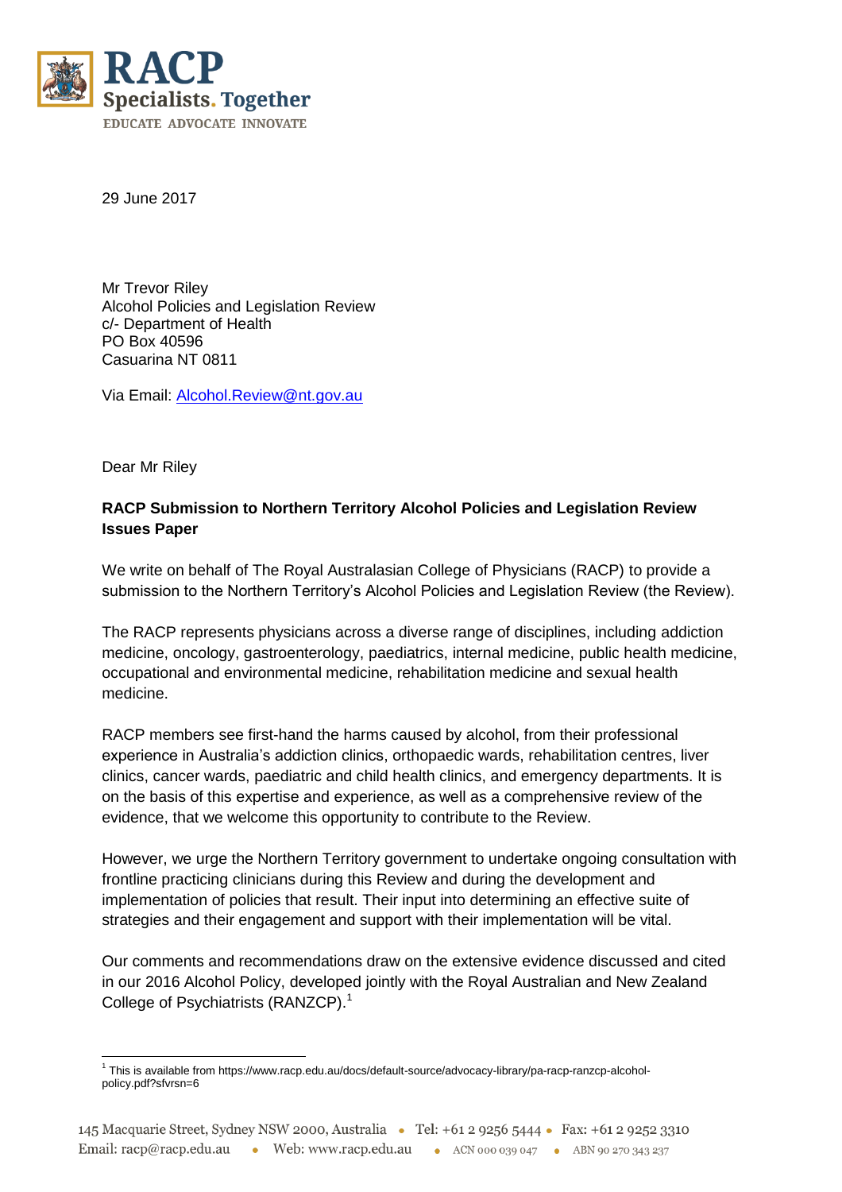**RACP**
**Specialists. Together**
EDUCATE ADVOCATE INNOVATE

29 June 2017

Mr Trevor Riley
Alcohol Policies and Legislation Review
c/- Department of Health
PO Box 40596
Casuarina NT 0811

Via Email: Alcohol.Review@nt.gov.au

Dear Mr Riley

**RACP Submission to Northern Territory Alcohol Policies and Legislation Review Issues Paper**

We write on behalf of The Royal Australasian College of Physicians (RACP) to provide a submission to the Northern Territory's Alcohol Policies and Legislation Review (the Review).

The RACP represents physicians across a diverse range of disciplines, including addiction medicine, oncology, gastroenterology, paediatrics, internal medicine, public health medicine, occupational and environmental medicine, rehabilitation medicine and sexual health medicine.

RACP members see first-hand the harms caused by alcohol, from their professional experience in Australia's addiction clinics, orthopaedic wards, rehabilitation centres, liver clinics, cancer wards, paediatric and child health clinics, and emergency departments. It is on the basis of this expertise and experience, as well as a comprehensive review of the evidence, that we welcome this opportunity to contribute to the Review.

However, we urge the Northern Territory government to undertake ongoing consultation with frontline practicing clinicians during this Review and during the development and implementation of policies that result. Their input into determining an effective suite of strategies and their engagement and support with their implementation will be vital.

Our comments and recommendations draw on the extensive evidence discussed and cited in our 2016 Alcohol Policy, developed jointly with the Royal Australian and New Zealand College of Psychiatrists (RANZCP).[1]

[1] This is available from https://www.racp.edu.au/docs/default-source/advocacy-library/pa-racp-ranzcp-alcohol-policy.pdf?sfvrsn=6

145 Macquarie Street, Sydney NSW 2000, Australia • Tel: +61 2 9256 5444 • Fax: +61 2 9252 3310
Email: racp@racp.edu.au • Web: www.racp.edu.au • ACN 000 039 047 • ABN 90 270 343 237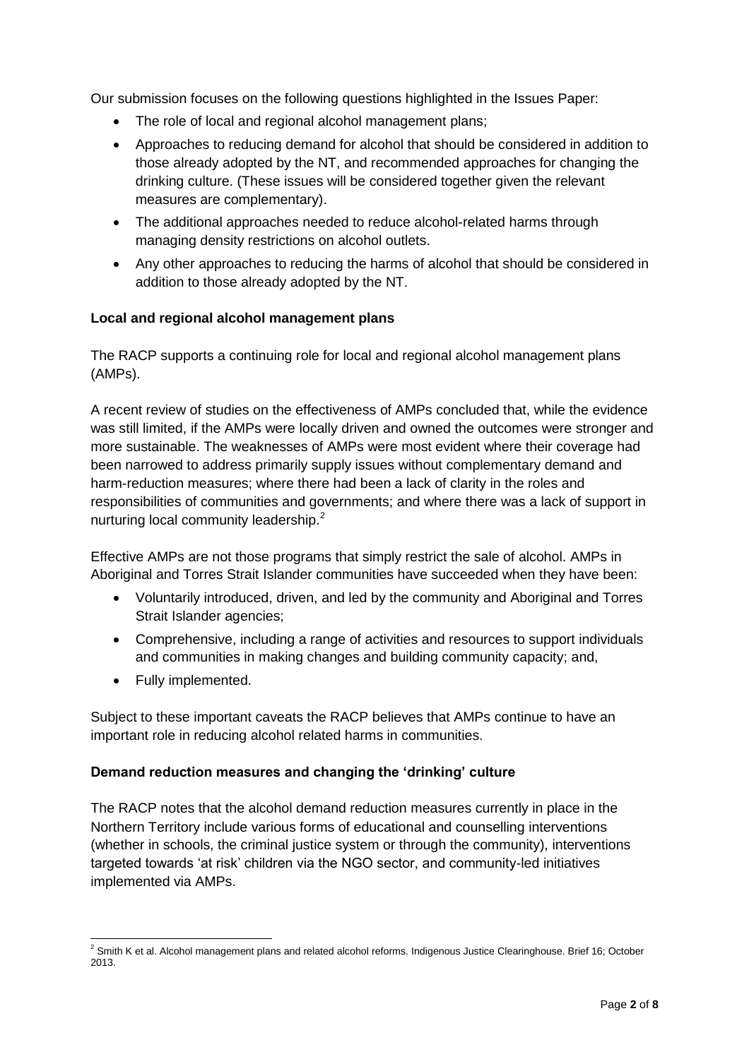Our submission focuses on the following questions highlighted in the Issues Paper:

- The role of local and regional alcohol management plans;
- Approaches to reducing demand for alcohol that should be considered in addition to those already adopted by the NT, and recommended approaches for changing the drinking culture. (These issues will be considered together given the relevant measures are complementary).
- The additional approaches needed to reduce alcohol-related harms through managing density restrictions on alcohol outlets.
- Any other approaches to reducing the harms of alcohol that should be considered in addition to those already adopted by the NT.

**Local and regional alcohol management plans**

The RACP supports a continuing role for local and regional alcohol management plans (AMPs).

A recent review of studies on the effectiveness of AMPs concluded that, while the evidence was still limited, if the AMPs were locally driven and owned the outcomes were stronger and more sustainable. The weaknesses of AMPs were most evident where their coverage had been narrowed to address primarily supply issues without complementary demand and harm-reduction measures; where there had been a lack of clarity in the roles and responsibilities of communities and governments; and where there was a lack of support in nurturing local community leadership.[2]

Effective AMPs are not those programs that simply restrict the sale of alcohol. AMPs in Aboriginal and Torres Strait Islander communities have succeeded when they have been:

- Voluntarily introduced, driven, and led by the community and Aboriginal and Torres Strait Islander agencies;
- Comprehensive, including a range of activities and resources to support individuals and communities in making changes and building community capacity; and,
- Fully implemented.

Subject to these important caveats the RACP believes that AMPs continue to have an important role in reducing alcohol related harms in communities.

**Demand reduction measures and changing the 'drinking' culture**

The RACP notes that the alcohol demand reduction measures currently in place in the Northern Territory include various forms of educational and counselling interventions (whether in schools, the criminal justice system or through the community), interventions targeted towards 'at risk' children via the NGO sector, and community-led initiatives implemented via AMPs.

---

[2] Smith K et al. Alcohol management plans and related alcohol reforms. Indigenous Justice Clearinghouse. Brief 16; October 2013.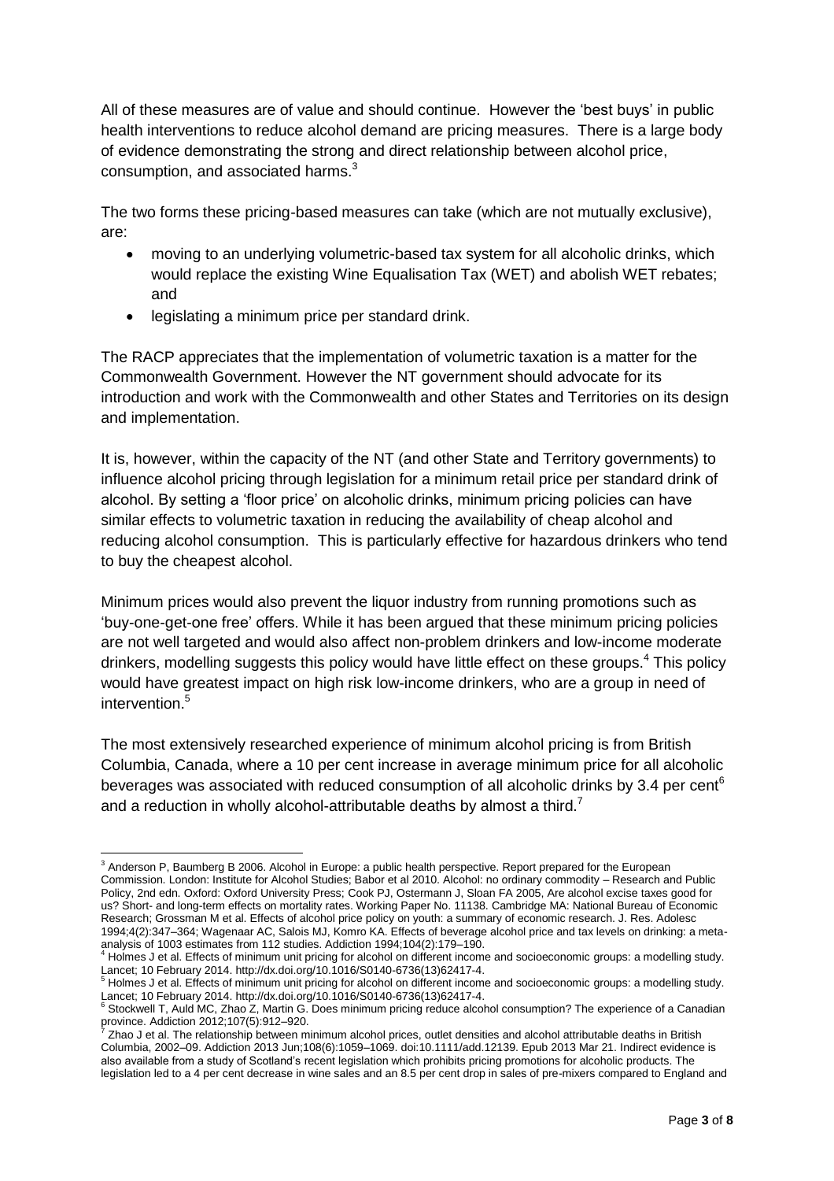All of these measures are of value and should continue. However the 'best buys' in public health interventions to reduce alcohol demand are pricing measures. There is a large body of evidence demonstrating the strong and direct relationship between alcohol price, consumption, and associated harms.[3]

The two forms these pricing-based measures can take (which are not mutually exclusive), are:

- moving to an underlying volumetric-based tax system for all alcoholic drinks, which would replace the existing Wine Equalisation Tax (WET) and abolish WET rebates; and
- legislating a minimum price per standard drink.

The RACP appreciates that the implementation of volumetric taxation is a matter for the Commonwealth Government. However the NT government should advocate for its introduction and work with the Commonwealth and other States and Territories on its design and implementation.

It is, however, within the capacity of the NT (and other State and Territory governments) to influence alcohol pricing through legislation for a minimum retail price per standard drink of alcohol. By setting a 'floor price' on alcoholic drinks, minimum pricing policies can have similar effects to volumetric taxation in reducing the availability of cheap alcohol and reducing alcohol consumption. This is particularly effective for hazardous drinkers who tend to buy the cheapest alcohol.

Minimum prices would also prevent the liquor industry from running promotions such as 'buy-one-get-one free' offers. While it has been argued that these minimum pricing policies are not well targeted and would also affect non-problem drinkers and low-income moderate drinkers, modelling suggests this policy would have little effect on these groups.[4] This policy would have greatest impact on high risk low-income drinkers, who are a group in need of intervention.[5]

The most extensively researched experience of minimum alcohol pricing is from British Columbia, Canada, where a 10 per cent increase in average minimum price for all alcoholic beverages was associated with reduced consumption of all alcoholic drinks by 3.4 per cent[6] and a reduction in wholly alcohol-attributable deaths by almost a third.[7]

---

[3] Anderson P, Baumberg B 2006. Alcohol in Europe: a public health perspective. Report prepared for the European Commission. London: Institute for Alcohol Studies; Babor et al 2010. Alcohol: no ordinary commodity – Research and Public Policy, 2nd edn. Oxford: Oxford University Press; Cook PJ, Ostermann J, Sloan FA 2005, Are alcohol excise taxes good for us? Short- and long-term effects on mortality rates. Working Paper No. 11138. Cambridge MA: National Bureau of Economic Research; Grossman M et al. Effects of alcohol price policy on youth: a summary of economic research. J. Res. Adolesc 1994;4(2):347–364; Wagenaar AC, Salois MJ, Komro KA. Effects of beverage alcohol price and tax levels on drinking: a meta-analysis of 1003 estimates from 112 studies. Addiction 1994;104(2):179–190.

[4] Holmes J et al. Effects of minimum unit pricing for alcohol on different income and socioeconomic groups: a modelling study. Lancet; 10 February 2014. http://dx.doi.org/10.1016/S0140-6736(13)62417-4.

[5] Holmes J et al. Effects of minimum unit pricing for alcohol on different income and socioeconomic groups: a modelling study. Lancet; 10 February 2014. http://dx.doi.org/10.1016/S0140-6736(13)62417-4.

[6] Stockwell T, Auld MC, Zhao Z, Martin G. Does minimum pricing reduce alcohol consumption? The experience of a Canadian province. Addiction 2012;107(5):912–920.

[7] Zhao J et al. The relationship between minimum alcohol prices, outlet densities and alcohol attributable deaths in British Columbia, 2002–09. Addiction 2013 Jun;108(6):1059–1069. doi:10.1111/add.12139. Epub 2013 Mar 21. Indirect evidence is also available from a study of Scotland's recent legislation which prohibits pricing promotions for alcoholic products. The legislation led to a 4 per cent decrease in wine sales and an 8.5 per cent drop in sales of pre-mixers compared to England and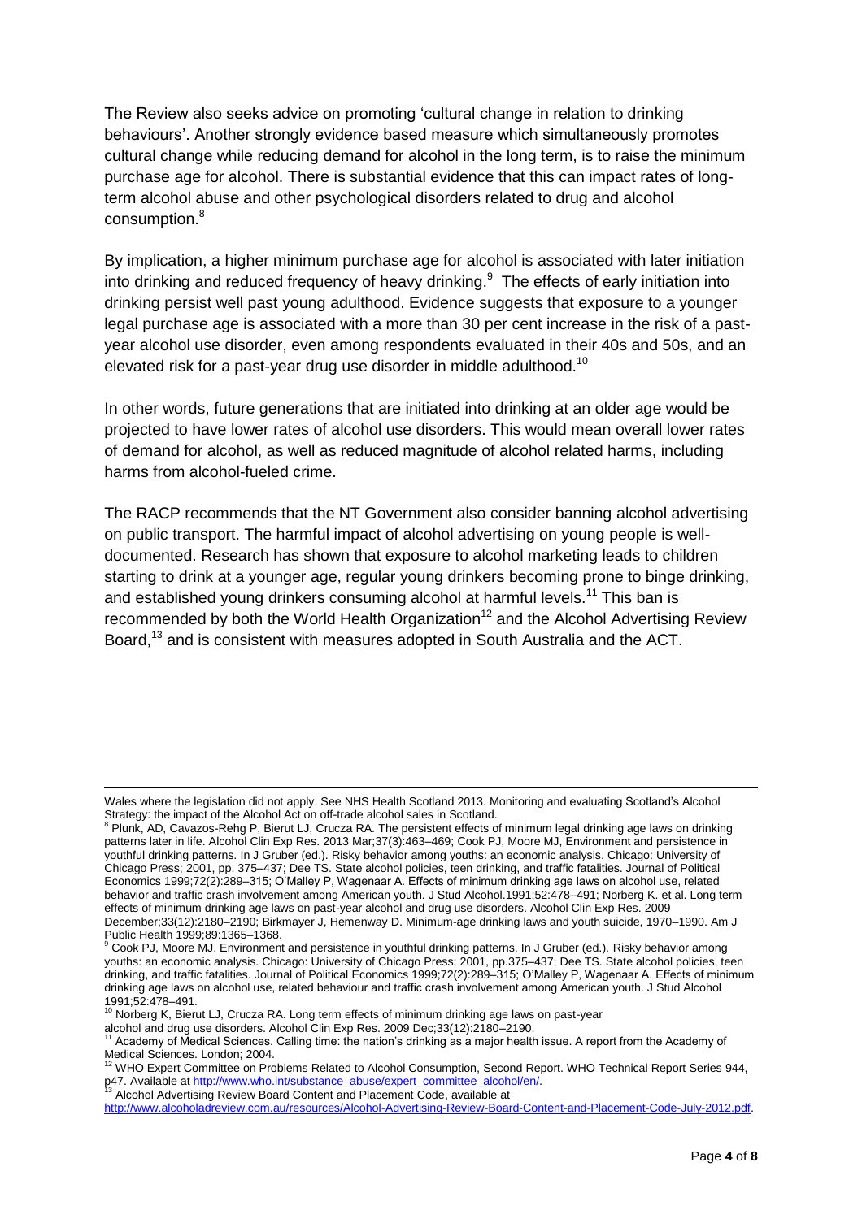The Review also seeks advice on promoting 'cultural change in relation to drinking behaviours'. Another strongly evidence based measure which simultaneously promotes cultural change while reducing demand for alcohol in the long term, is to raise the minimum purchase age for alcohol. There is substantial evidence that this can impact rates of long-term alcohol abuse and other psychological disorders related to drug and alcohol consumption.[8]

By implication, a higher minimum purchase age for alcohol is associated with later initiation into drinking and reduced frequency of heavy drinking.[9] The effects of early initiation into drinking persist well past young adulthood. Evidence suggests that exposure to a younger legal purchase age is associated with a more than 30 per cent increase in the risk of a past-year alcohol use disorder, even among respondents evaluated in their 40s and 50s, and an elevated risk for a past-year drug use disorder in middle adulthood.[10]

In other words, future generations that are initiated into drinking at an older age would be projected to have lower rates of alcohol use disorders. This would mean overall lower rates of demand for alcohol, as well as reduced magnitude of alcohol related harms, including harms from alcohol-fueled crime.

The RACP recommends that the NT Government also consider banning alcohol advertising on public transport. The harmful impact of alcohol advertising on young people is well-documented. Research has shown that exposure to alcohol marketing leads to children starting to drink at a younger age, regular young drinkers becoming prone to binge drinking, and established young drinkers consuming alcohol at harmful levels.[11] This ban is recommended by both the World Health Organization[12] and the Alcohol Advertising Review Board,[13] and is consistent with measures adopted in South Australia and the ACT.

---

Wales where the legislation did not apply. See NHS Health Scotland 2013. Monitoring and evaluating Scotland's Alcohol Strategy: the impact of the Alcohol Act on off-trade alcohol sales in Scotland.

[8] Plunk, AD, Cavazos-Rehg P, Bierut LJ, Grucza RA. The persistent effects of minimum legal drinking age laws on drinking patterns later in life. Alcohol Clin Exp Res. 2013 Mar;37(3):463–469; Cook PJ, Moore MJ, Environment and persistence in youthful drinking patterns. In J Gruber (ed.). Risky behavior among youths: an economic analysis. Chicago: University of Chicago Press; 2001, pp. 375–437; Dee TS. State alcohol policies, teen drinking, and traffic fatalities. Journal of Political Economics 1999;72(2):289–315; O'Malley P, Wagenaar A. Effects of minimum drinking age laws on alcohol use, related behavior and traffic crash involvement among American youth. J Stud Alcohol.1991;52:478–491; Norberg K. et al. Long term effects of minimum drinking age laws on past-year alcohol and drug use disorders. Alcohol Clin Exp Res. 2009 December;33(12):2180–2190; Birkmayer J, Hemenway D. Minimum-age drinking laws and youth suicide, 1970–1990. Am J Public Health 1999;89:1365–1368.

[9] Cook PJ, Moore MJ. Environment and persistence in youthful drinking patterns. In J Gruber (ed.). Risky behavior among youths: an economic analysis. Chicago: University of Chicago Press; 2001, pp.375–437; Dee TS. State alcohol policies, teen drinking, and traffic fatalities. Journal of Political Economics 1999;72(2):289–315; O'Malley P, Wagenaar A. Effects of minimum drinking age laws on alcohol use, related behaviour and traffic crash involvement among American youth. J Stud Alcohol 1991;52:478–491.

[10] Norberg K, Bierut LJ, Grucza RA. Long term effects of minimum drinking age laws on past-year alcohol and drug use disorders. Alcohol Clin Exp Res. 2009 Dec;33(12):2180–2190.

[11] Academy of Medical Sciences. Calling time: the nation's drinking as a major health issue. A report from the Academy of Medical Sciences. London; 2004.

[12] WHO Expert Committee on Problems Related to Alcohol Consumption, Second Report. WHO Technical Report Series 944, p47. Available at http://www.who.int/substance_abuse/expert_committee_alcohol/en/.

[13] Alcohol Advertising Review Board Content and Placement Code, available at http://www.alcoholadreview.com.au/resources/Alcohol-Advertising-Review-Board-Content-and-Placement-Code-July-2012.pdf.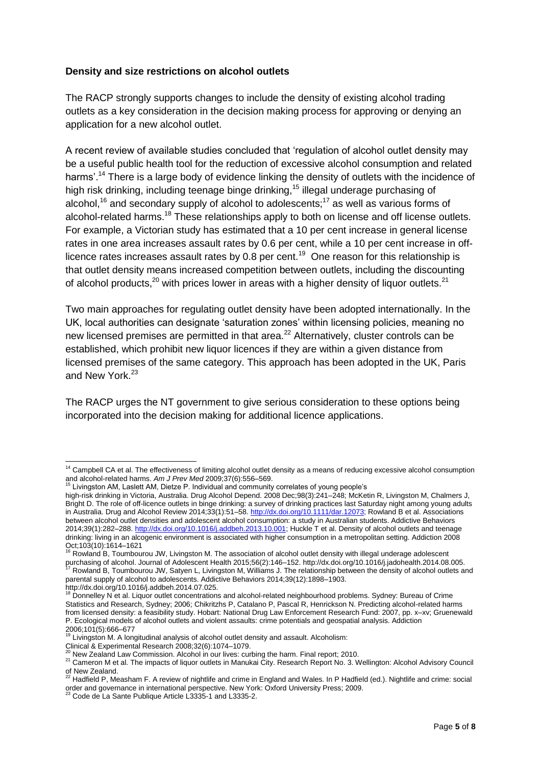### Density and size restrictions on alcohol outlets

The RACP strongly supports changes to include the density of existing alcohol trading outlets as a key consideration in the decision making process for approving or denying an application for a new alcohol outlet.

A recent review of available studies concluded that 'regulation of alcohol outlet density may be a useful public health tool for the reduction of excessive alcohol consumption and related harms'.[14] There is a large body of evidence linking the density of outlets with the incidence of high risk drinking, including teenage binge drinking,[15] illegal underage purchasing of alcohol,[16] and secondary supply of alcohol to adolescents;[17] as well as various forms of alcohol-related harms.[18] These relationships apply to both on license and off license outlets. For example, a Victorian study has estimated that a 10 per cent increase in general license rates in one area increases assault rates by 0.6 per cent, while a 10 per cent increase in off-licence rates increases assault rates by 0.8 per cent.[19] One reason for this relationship is that outlet density means increased competition between outlets, including the discounting of alcohol products,[20] with prices lower in areas with a higher density of liquor outlets.[21]

Two main approaches for regulating outlet density have been adopted internationally. In the UK, local authorities can designate 'saturation zones' within licensing policies, meaning no new licensed premises are permitted in that area.[22] Alternatively, cluster controls can be established, which prohibit new liquor licences if they are within a given distance from licensed premises of the same category. This approach has been adopted in the UK, Paris and New York.[23]

The RACP urges the NT government to give serious consideration to these options being incorporated into the decision making for additional licence applications.

---

[14] Campbell CA et al. The effectiveness of limiting alcohol outlet density as a means of reducing excessive alcohol consumption and alcohol-related harms. *Am J Prev Med* 2009;37(6):556–569.

[15] Livingston AM, Laslett AM, Dietze P. Individual and community correlates of young people's high-risk drinking in Victoria, Australia. Drug Alcohol Depend. 2008 Dec;98(3):241–248; McKetin R, Livingston M, Chalmers J, Bright D. The role of off-licence outlets in binge drinking: a survey of drinking practices last Saturday night among young adults in Australia. Drug and Alcohol Review 2014;33(1):51–58. http://dx.doi.org/10.1111/dar.12073; Rowland B et al. Associations between alcohol outlet densities and adolescent alcohol consumption: a study in Australian students. Addictive Behaviors 2014;39(1):282–288. http://dx.doi.org/10.1016/j.addbeh.2013.10.001; Huckle T et al. Density of alcohol outlets and teenage drinking: living in an alcogenic environment is associated with higher consumption in a metropolitan setting. Addiction 2008 Oct;103(10):1614–1621

[16] Rowland B, Toumbourou JW, Livingston M. The association of alcohol outlet density with illegal underage adolescent purchasing of alcohol. Journal of Adolescent Health 2015;56(2):146–152. http://dx.doi.org/10.1016/j.jadohealth.2014.08.005.

[17] Rowland B, Toumbourou JW, Satyen L, Livingston M, Williams J. The relationship between the density of alcohol outlets and parental supply of alcohol to adolescents. Addictive Behaviors 2014;39(12):1898–1903. http://dx.doi.org/10.1016/j.addbeh.2014.07.025.

[18] Donnelley N et al. Liquor outlet concentrations and alcohol-related neighbourhood problems. Sydney: Bureau of Crime Statistics and Research, Sydney; 2006; Chikritzhs P, Catalano P, Pascal R, Henrickson N. Predicting alcohol-related harms from licensed density: a feasibility study. Hobart: National Drug Law Enforcement Research Fund: 2007, pp. x–xv; Gruenewald P. Ecological models of alcohol outlets and violent assaults: crime potentials and geospatial analysis. Addiction 2006;101(5):666–677

[19] Livingston M. A longitudinal analysis of alcohol outlet density and assault. Alcoholism: Clinical & Experimental Research 2008;32(6):1074–1079.

[20] New Zealand Law Commission. Alcohol in our lives: curbing the harm. Final report; 2010.

[21] Cameron M et al. The impacts of liquor outlets in Manukai City. Research Report No. 3. Wellington: Alcohol Advisory Council of New Zealand.

[22] Hadfield P, Measham F. A review of nightlife and crime in England and Wales. In P Hadfield (ed.). Nightlife and crime: social order and governance in international perspective. New York: Oxford University Press; 2009.

[23] Code de La Sante Publique Article L3335-1 and L3335-2.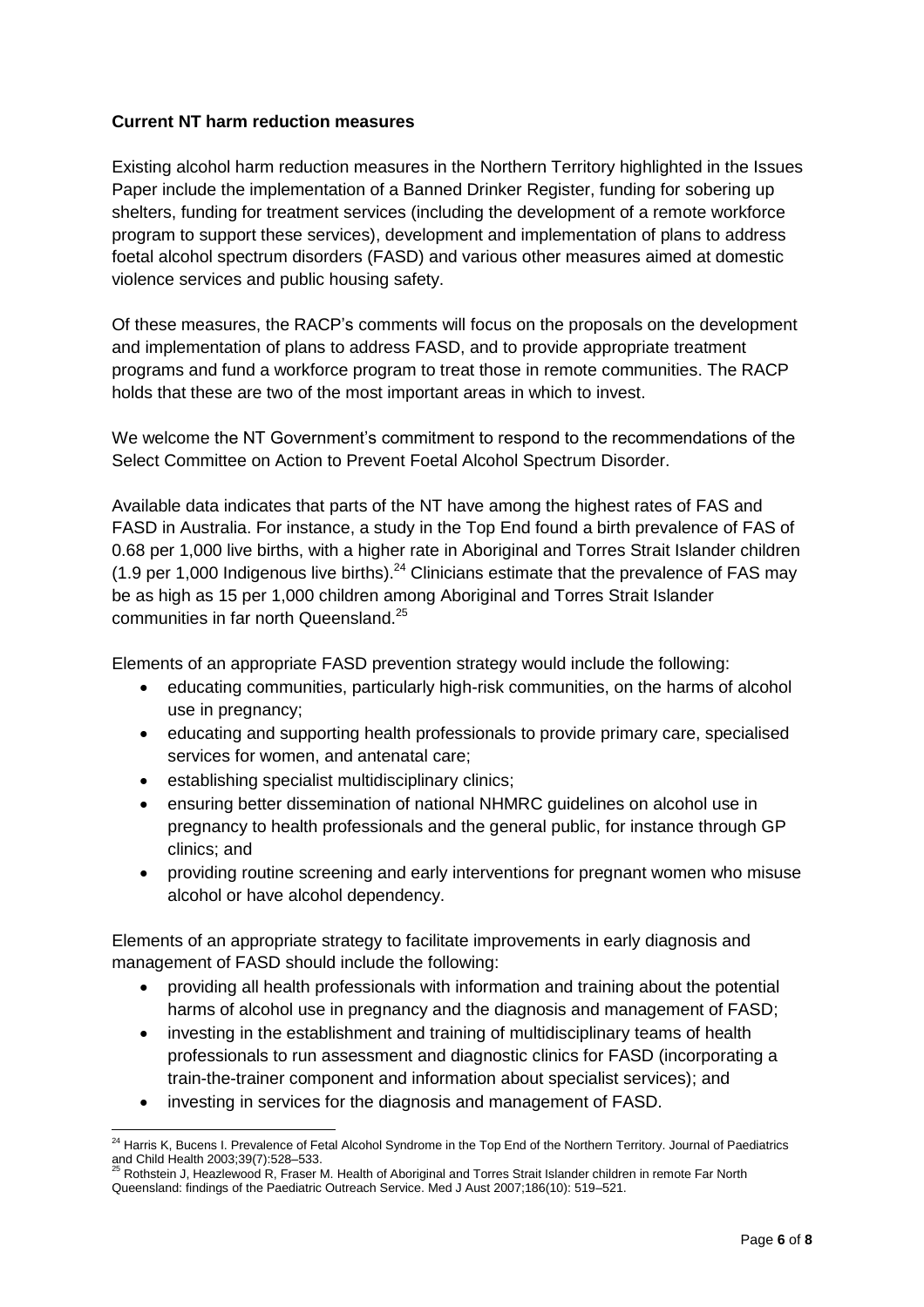**Current NT harm reduction measures**

Existing alcohol harm reduction measures in the Northern Territory highlighted in the Issues Paper include the implementation of a Banned Drinker Register, funding for sobering up shelters, funding for treatment services (including the development of a remote workforce program to support these services), development and implementation of plans to address foetal alcohol spectrum disorders (FASD) and various other measures aimed at domestic violence services and public housing safety.

Of these measures, the RACP's comments will focus on the proposals on the development and implementation of plans to address FASD, and to provide appropriate treatment programs and fund a workforce program to treat those in remote communities. The RACP holds that these are two of the most important areas in which to invest.

We welcome the NT Government's commitment to respond to the recommendations of the Select Committee on Action to Prevent Foetal Alcohol Spectrum Disorder.

Available data indicates that parts of the NT have among the highest rates of FAS and FASD in Australia. For instance, a study in the Top End found a birth prevalence of FAS of 0.68 per 1,000 live births, with a higher rate in Aboriginal and Torres Strait Islander children (1.9 per 1,000 Indigenous live births).[24] Clinicians estimate that the prevalence of FAS may be as high as 15 per 1,000 children among Aboriginal and Torres Strait Islander communities in far north Queensland.[25]

Elements of an appropriate FASD prevention strategy would include the following:

- educating communities, particularly high-risk communities, on the harms of alcohol use in pregnancy;
- educating and supporting health professionals to provide primary care, specialised services for women, and antenatal care;
- establishing specialist multidisciplinary clinics;
- ensuring better dissemination of national NHMRC guidelines on alcohol use in pregnancy to health professionals and the general public, for instance through GP clinics; and
- providing routine screening and early interventions for pregnant women who misuse alcohol or have alcohol dependency.

Elements of an appropriate strategy to facilitate improvements in early diagnosis and management of FASD should include the following:

- providing all health professionals with information and training about the potential harms of alcohol use in pregnancy and the diagnosis and management of FASD;
- investing in the establishment and training of multidisciplinary teams of health professionals to run assessment and diagnostic clinics for FASD (incorporating a train-the-trainer component and information about specialist services); and
- investing in services for the diagnosis and management of FASD.

---

[24] Harris K, Bucens I. Prevalence of Fetal Alcohol Syndrome in the Top End of the Northern Territory. Journal of Paediatrics and Child Health 2003;39(7):528–533.

[25] Rothstein J, Heazlewood R, Fraser M. Health of Aboriginal and Torres Strait Islander children in remote Far North Queensland: findings of the Paediatric Outreach Service. Med J Aust 2007;186(10): 519–521.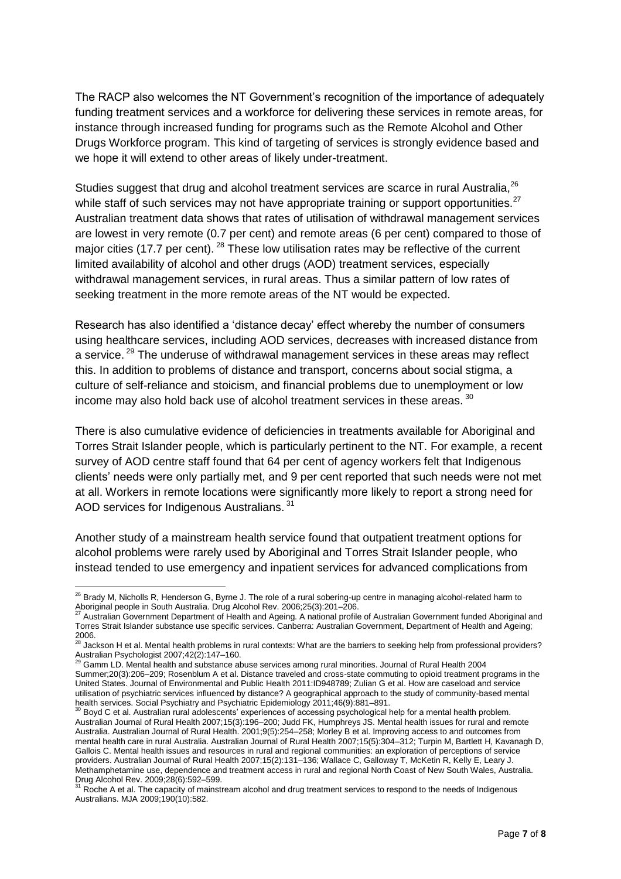The RACP also welcomes the NT Government's recognition of the importance of adequately funding treatment services and a workforce for delivering these services in remote areas, for instance through increased funding for programs such as the Remote Alcohol and Other Drugs Workforce program. This kind of targeting of services is strongly evidence based and we hope it will extend to other areas of likely under-treatment.

Studies suggest that drug and alcohol treatment services are scarce in rural Australia,[26] while staff of such services may not have appropriate training or support opportunities.[27] Australian treatment data shows that rates of utilisation of withdrawal management services are lowest in very remote (0.7 per cent) and remote areas (6 per cent) compared to those of major cities (17.7 per cent).[28] These low utilisation rates may be reflective of the current limited availability of alcohol and other drugs (AOD) treatment services, especially withdrawal management services, in rural areas. Thus a similar pattern of low rates of seeking treatment in the more remote areas of the NT would be expected.

Research has also identified a 'distance decay' effect whereby the number of consumers using healthcare services, including AOD services, decreases with increased distance from a service.[29] The underuse of withdrawal management services in these areas may reflect this. In addition to problems of distance and transport, concerns about social stigma, a culture of self-reliance and stoicism, and financial problems due to unemployment or low income may also hold back use of alcohol treatment services in these areas.[30]

There is also cumulative evidence of deficiencies in treatments available for Aboriginal and Torres Strait Islander people, which is particularly pertinent to the NT. For example, a recent survey of AOD centre staff found that 64 per cent of agency workers felt that Indigenous clients' needs were only partially met, and 9 per cent reported that such needs were not met at all. Workers in remote locations were significantly more likely to report a strong need for AOD services for Indigenous Australians.[31]

Another study of a mainstream health service found that outpatient treatment options for alcohol problems were rarely used by Aboriginal and Torres Strait Islander people, who instead tended to use emergency and inpatient services for advanced complications from

---

[26] Brady M, Nicholls R, Henderson G, Byrne J. The role of a rural sobering-up centre in managing alcohol-related harm to Aboriginal people in South Australia. Drug Alcohol Rev. 2006;25(3):201–206.

[27] Australian Government Department of Health and Ageing. A national profile of Australian Government funded Aboriginal and Torres Strait Islander substance use specific services. Canberra: Australian Government, Department of Health and Ageing; 2006.

[28] Jackson H et al. Mental health problems in rural contexts: What are the barriers to seeking help from professional providers? Australian Psychologist 2007;42(2):147–160.

[29] Gamm LD. Mental health and substance abuse services among rural minorities. Journal of Rural Health 2004 Summer;20(3):206–209; Rosenblum A et al. Distance traveled and cross-state commuting to opioid treatment programs in the United States. Journal of Environmental and Public Health 2011:ID948789; Zulian G et al. How are caseload and service utilisation of psychiatric services influenced by distance? A geographical approach to the study of community-based mental health services. Social Psychiatry and Psychiatric Epidemiology 2011;46(9):881–891.

[30] Boyd C et al. Australian rural adolescents' experiences of accessing psychological help for a mental health problem. Australian Journal of Rural Health 2007;15(3):196–200; Judd FK, Humphreys JS. Mental health issues for rural and remote Australia. Australian Journal of Rural Health. 2001;9(5):254–258; Morley B et al. Improving access to and outcomes from mental health care in rural Australia. Australian Journal of Rural Health 2007;15(5):304–312; Turpin M, Bartlett H, Kavanagh D, Gallois C. Mental health issues and resources in rural and regional communities: an exploration of perceptions of service providers. Australian Journal of Rural Health 2007;15(2):131–136; Wallace C, Galloway T, McKetin R, Kelly E, Leary J. Methamphetamine use, dependence and treatment access in rural and regional North Coast of New South Wales, Australia. Drug Alcohol Rev. 2009;28(6):592–599.

[31] Roche A et al. The capacity of mainstream alcohol and drug treatment services to respond to the needs of Indigenous Australians. MJA 2009;190(10):582.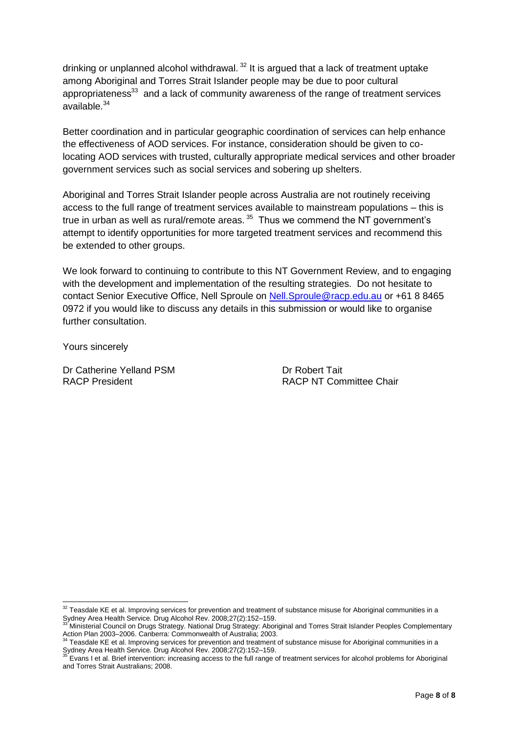drinking or unplanned alcohol withdrawal.[32] It is argued that a lack of treatment uptake among Aboriginal and Torres Strait Islander people may be due to poor cultural appropriateness[33] and a lack of community awareness of the range of treatment services available.[34]

Better coordination and in particular geographic coordination of services can help enhance the effectiveness of AOD services. For instance, consideration should be given to co-locating AOD services with trusted, culturally appropriate medical services and other broader government services such as social services and sobering up shelters.

Aboriginal and Torres Strait Islander people across Australia are not routinely receiving access to the full range of treatment services available to mainstream populations – this is true in urban as well as rural/remote areas.[35] Thus we commend the NT government's attempt to identify opportunities for more targeted treatment services and recommend this be extended to other groups.

We look forward to continuing to contribute to this NT Government Review, and to engaging with the development and implementation of the resulting strategies. Do not hesitate to contact Senior Executive Office, Nell Sproule on Nell.Sproule@racp.edu.au or +61 8 8465 0972 if you would like to discuss any details in this submission or would like to organise further consultation.

Yours sincerely

Dr Catherine Yelland PSM
RACP President

Dr Robert Tait
RACP NT Committee Chair

---

[32] Teasdale KE et al. Improving services for prevention and treatment of substance misuse for Aboriginal communities in a Sydney Area Health Service. Drug Alcohol Rev. 2008;27(2):152–159.

[33] Ministerial Council on Drugs Strategy. National Drug Strategy: Aboriginal and Torres Strait Islander Peoples Complementary Action Plan 2003–2006. Canberra: Commonwealth of Australia; 2003.

[34] Teasdale KE et al. Improving services for prevention and treatment of substance misuse for Aboriginal communities in a Sydney Area Health Service. Drug Alcohol Rev. 2008;27(2):152–159.

[35] Evans I et al. Brief intervention: increasing access to the full range of treatment services for alcohol problems for Aboriginal and Torres Strait Australians; 2008.